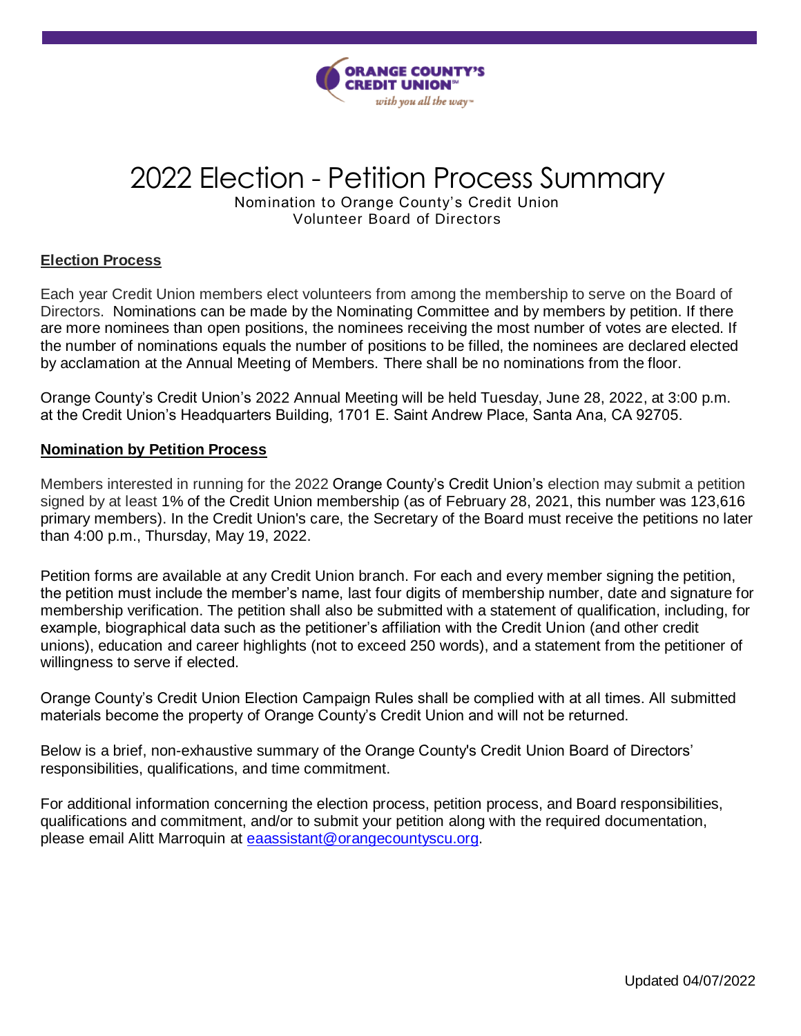ORANGE COUNTY'S CREDIT UNION℠
*with you all the way*™

# 2022 Election - Petition Process Summary

Nomination to Orange County's Credit Union
Volunteer Board of Directors

**Election Process**

Each year Credit Union members elect volunteers from among the membership to serve on the Board of Directors. Nominations can be made by the Nominating Committee and by members by petition. If there are more nominees than open positions, the nominees receiving the most number of votes are elected. If the number of nominations equals the number of positions to be filled, the nominees are declared elected by acclamation at the Annual Meeting of Members. There shall be no nominations from the floor.

Orange County's Credit Union's 2022 Annual Meeting will be held Tuesday, June 28, 2022, at 3:00 p.m. at the Credit Union's Headquarters Building, 1701 E. Saint Andrew Place, Santa Ana, CA 92705.

**Nomination by Petition Process**

Members interested in running for the 2022 Orange County's Credit Union's election may submit a petition signed by at least 1% of the Credit Union membership (as of February 28, 2021, this number was 123,616 primary members). In the Credit Union's care, the Secretary of the Board must receive the petitions no later than 4:00 p.m., Thursday, May 19, 2022.

Petition forms are available at any Credit Union branch. For each and every member signing the petition, the petition must include the member's name, last four digits of membership number, date and signature for membership verification. The petition shall also be submitted with a statement of qualification, including, for example, biographical data such as the petitioner's affiliation with the Credit Union (and other credit unions), education and career highlights (not to exceed 250 words), and a statement from the petitioner of willingness to serve if elected.

Orange County's Credit Union Election Campaign Rules shall be complied with at all times. All submitted materials become the property of Orange County's Credit Union and will not be returned.

Below is a brief, non-exhaustive summary of the Orange County's Credit Union Board of Directors' responsibilities, qualifications, and time commitment.

For additional information concerning the election process, petition process, and Board responsibilities, qualifications and commitment, and/or to submit your petition along with the required documentation, please email Alitt Marroquin at eaassistant@orangecountyscu.org.

Updated 04/07/2022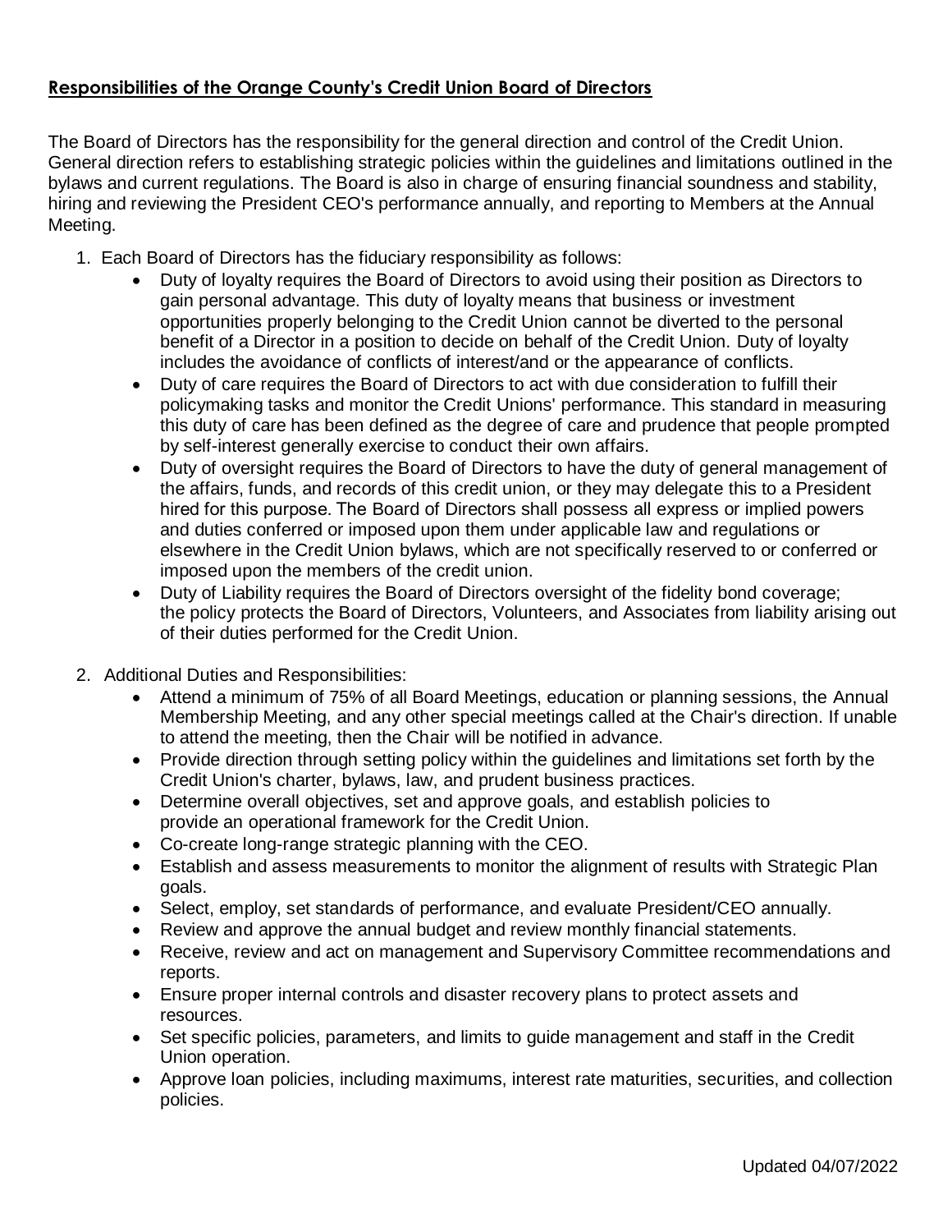**Responsibilities of the Orange County's Credit Union Board of Directors**

The Board of Directors has the responsibility for the general direction and control of the Credit Union. General direction refers to establishing strategic policies within the guidelines and limitations outlined in the bylaws and current regulations. The Board is also in charge of ensuring financial soundness and stability, hiring and reviewing the President CEO's performance annually, and reporting to Members at the Annual Meeting.

1. Each Board of Directors has the fiduciary responsibility as follows:
    - Duty of loyalty requires the Board of Directors to avoid using their position as Directors to gain personal advantage. This duty of loyalty means that business or investment opportunities properly belonging to the Credit Union cannot be diverted to the personal benefit of a Director in a position to decide on behalf of the Credit Union. Duty of loyalty includes the avoidance of conflicts of interest/and or the appearance of conflicts.
    - Duty of care requires the Board of Directors to act with due consideration to fulfill their policymaking tasks and monitor the Credit Unions' performance. This standard in measuring this duty of care has been defined as the degree of care and prudence that people prompted by self-interest generally exercise to conduct their own affairs.
    - Duty of oversight requires the Board of Directors to have the duty of general management of the affairs, funds, and records of this credit union, or they may delegate this to a President hired for this purpose. The Board of Directors shall possess all express or implied powers and duties conferred or imposed upon them under applicable law and regulations or elsewhere in the Credit Union bylaws, which are not specifically reserved to or conferred or imposed upon the members of the credit union.
    - Duty of Liability requires the Board of Directors oversight of the fidelity bond coverage; the policy protects the Board of Directors, Volunteers, and Associates from liability arising out of their duties performed for the Credit Union.

2. Additional Duties and Responsibilities:
    - Attend a minimum of 75% of all Board Meetings, education or planning sessions, the Annual Membership Meeting, and any other special meetings called at the Chair's direction. If unable to attend the meeting, then the Chair will be notified in advance.
    - Provide direction through setting policy within the guidelines and limitations set forth by the Credit Union's charter, bylaws, law, and prudent business practices.
    - Determine overall objectives, set and approve goals, and establish policies to provide an operational framework for the Credit Union.
    - Co-create long-range strategic planning with the CEO.
    - Establish and assess measurements to monitor the alignment of results with Strategic Plan goals.
    - Select, employ, set standards of performance, and evaluate President/CEO annually.
    - Review and approve the annual budget and review monthly financial statements.
    - Receive, review and act on management and Supervisory Committee recommendations and reports.
    - Ensure proper internal controls and disaster recovery plans to protect assets and resources.
    - Set specific policies, parameters, and limits to guide management and staff in the Credit Union operation.
    - Approve loan policies, including maximums, interest rate maturities, securities, and collection policies.

Updated 04/07/2022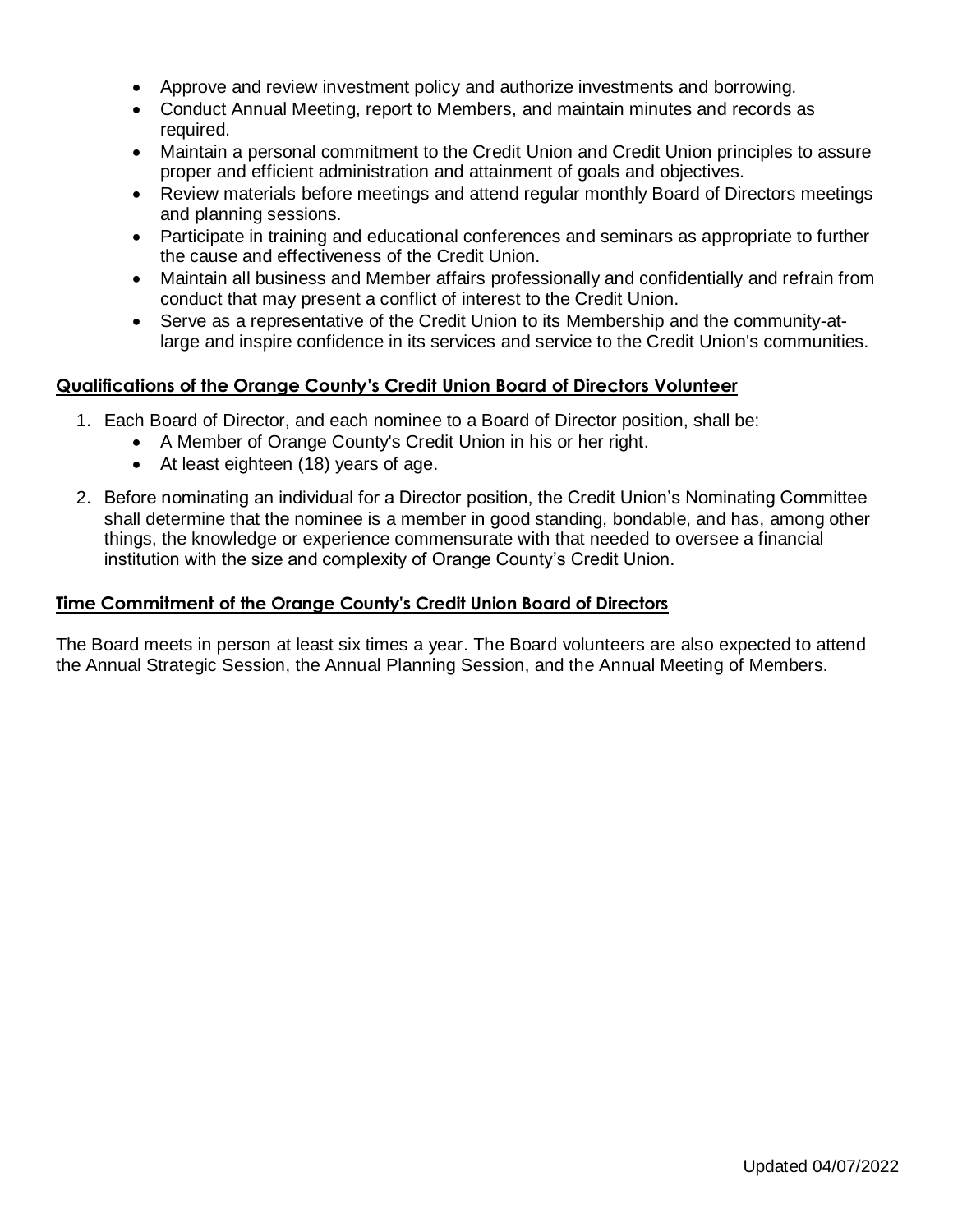- Approve and review investment policy and authorize investments and borrowing.
- Conduct Annual Meeting, report to Members, and maintain minutes and records as required.
- Maintain a personal commitment to the Credit Union and Credit Union principles to assure proper and efficient administration and attainment of goals and objectives.
- Review materials before meetings and attend regular monthly Board of Directors meetings and planning sessions.
- Participate in training and educational conferences and seminars as appropriate to further the cause and effectiveness of the Credit Union.
- Maintain all business and Member affairs professionally and confidentially and refrain from conduct that may present a conflict of interest to the Credit Union.
- Serve as a representative of the Credit Union to its Membership and the community-at-large and inspire confidence in its services and service to the Credit Union's communities.

## Qualifications of the Orange County's Credit Union Board of Directors Volunteer

1. Each Board of Director, and each nominee to a Board of Director position, shall be:
   - A Member of Orange County's Credit Union in his or her right.
   - At least eighteen (18) years of age.
2. Before nominating an individual for a Director position, the Credit Union's Nominating Committee shall determine that the nominee is a member in good standing, bondable, and has, among other things, the knowledge or experience commensurate with that needed to oversee a financial institution with the size and complexity of Orange County's Credit Union.

## Time Commitment of the Orange County's Credit Union Board of Directors

The Board meets in person at least six times a year. The Board volunteers are also expected to attend the Annual Strategic Session, the Annual Planning Session, and the Annual Meeting of Members.

Updated 04/07/2022